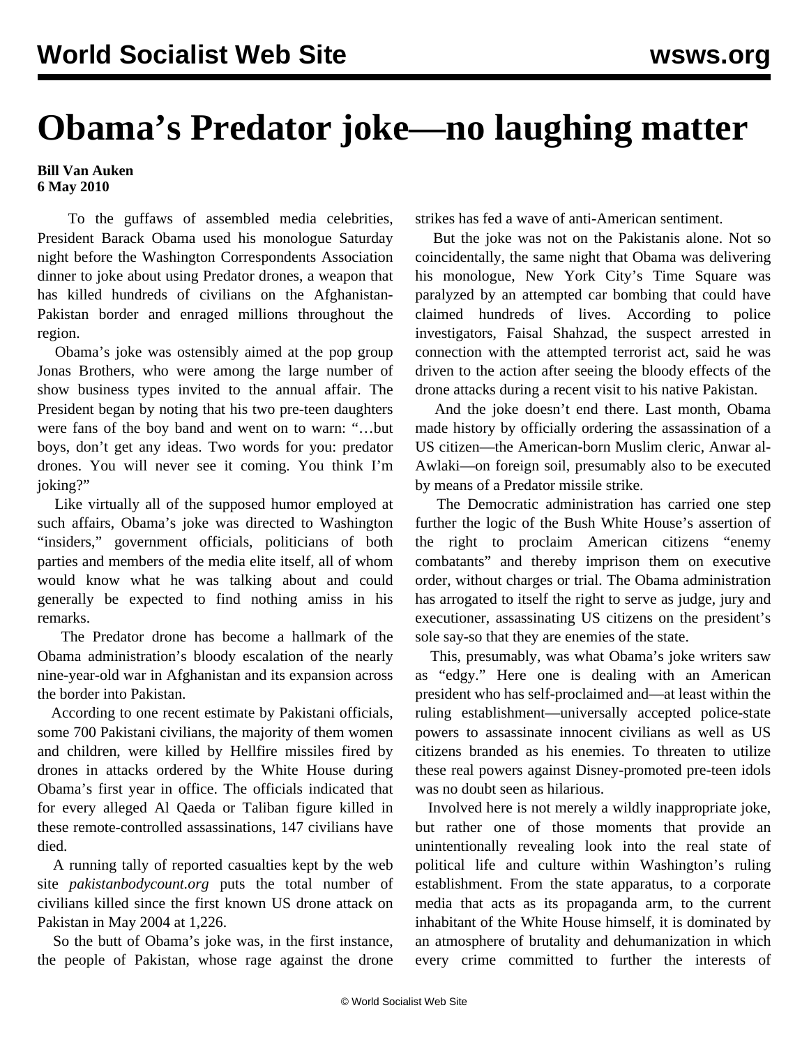# Obama's Predator joke—no laughing matter

**Bill Van Auken**
**6 May 2010**

To the guffaws of assembled media celebrities, President Barack Obama used his monologue Saturday night before the Washington Correspondents Association dinner to joke about using Predator drones, a weapon that has killed hundreds of civilians on the Afghanistan-Pakistan border and enraged millions throughout the region.

Obama's joke was ostensibly aimed at the pop group Jonas Brothers, who were among the large number of show business types invited to the annual affair. The President began by noting that his two pre-teen daughters were fans of the boy band and went on to warn: "…but boys, don't get any ideas. Two words for you: predator drones. You will never see it coming. You think I'm joking?"

Like virtually all of the supposed humor employed at such affairs, Obama's joke was directed to Washington "insiders," government officials, politicians of both parties and members of the media elite itself, all of whom would know what he was talking about and could generally be expected to find nothing amiss in his remarks.

The Predator drone has become a hallmark of the Obama administration's bloody escalation of the nearly nine-year-old war in Afghanistan and its expansion across the border into Pakistan.

According to one recent estimate by Pakistani officials, some 700 Pakistani civilians, the majority of them women and children, were killed by Hellfire missiles fired by drones in attacks ordered by the White House during Obama's first year in office. The officials indicated that for every alleged Al Qaeda or Taliban figure killed in these remote-controlled assassinations, 147 civilians have died.

A running tally of reported casualties kept by the web site *pakistanbodycount.org* puts the total number of civilians killed since the first known US drone attack on Pakistan in May 2004 at 1,226.

So the butt of Obama's joke was, in the first instance, the people of Pakistan, whose rage against the drone strikes has fed a wave of anti-American sentiment.

But the joke was not on the Pakistanis alone. Not so coincidentally, the same night that Obama was delivering his monologue, New York City's Time Square was paralyzed by an attempted car bombing that could have claimed hundreds of lives. According to police investigators, Faisal Shahzad, the suspect arrested in connection with the attempted terrorist act, said he was driven to the action after seeing the bloody effects of the drone attacks during a recent visit to his native Pakistan.

And the joke doesn't end there. Last month, Obama made history by officially ordering the assassination of a US citizen—the American-born Muslim cleric, Anwar al-Awlaki—on foreign soil, presumably also to be executed by means of a Predator missile strike.

The Democratic administration has carried one step further the logic of the Bush White House's assertion of the right to proclaim American citizens "enemy combatants" and thereby imprison them on executive order, without charges or trial. The Obama administration has arrogated to itself the right to serve as judge, jury and executioner, assassinating US citizens on the president's sole say-so that they are enemies of the state.

This, presumably, was what Obama's joke writers saw as "edgy." Here one is dealing with an American president who has self-proclaimed and—at least within the ruling establishment—universally accepted police-state powers to assassinate innocent civilians as well as US citizens branded as his enemies. To threaten to utilize these real powers against Disney-promoted pre-teen idols was no doubt seen as hilarious.

Involved here is not merely a wildly inappropriate joke, but rather one of those moments that provide an unintentionally revealing look into the real state of political life and culture within Washington's ruling establishment. From the state apparatus, to a corporate media that acts as its propaganda arm, to the current inhabitant of the White House himself, it is dominated by an atmosphere of brutality and dehumanization in which every crime committed to further the interests of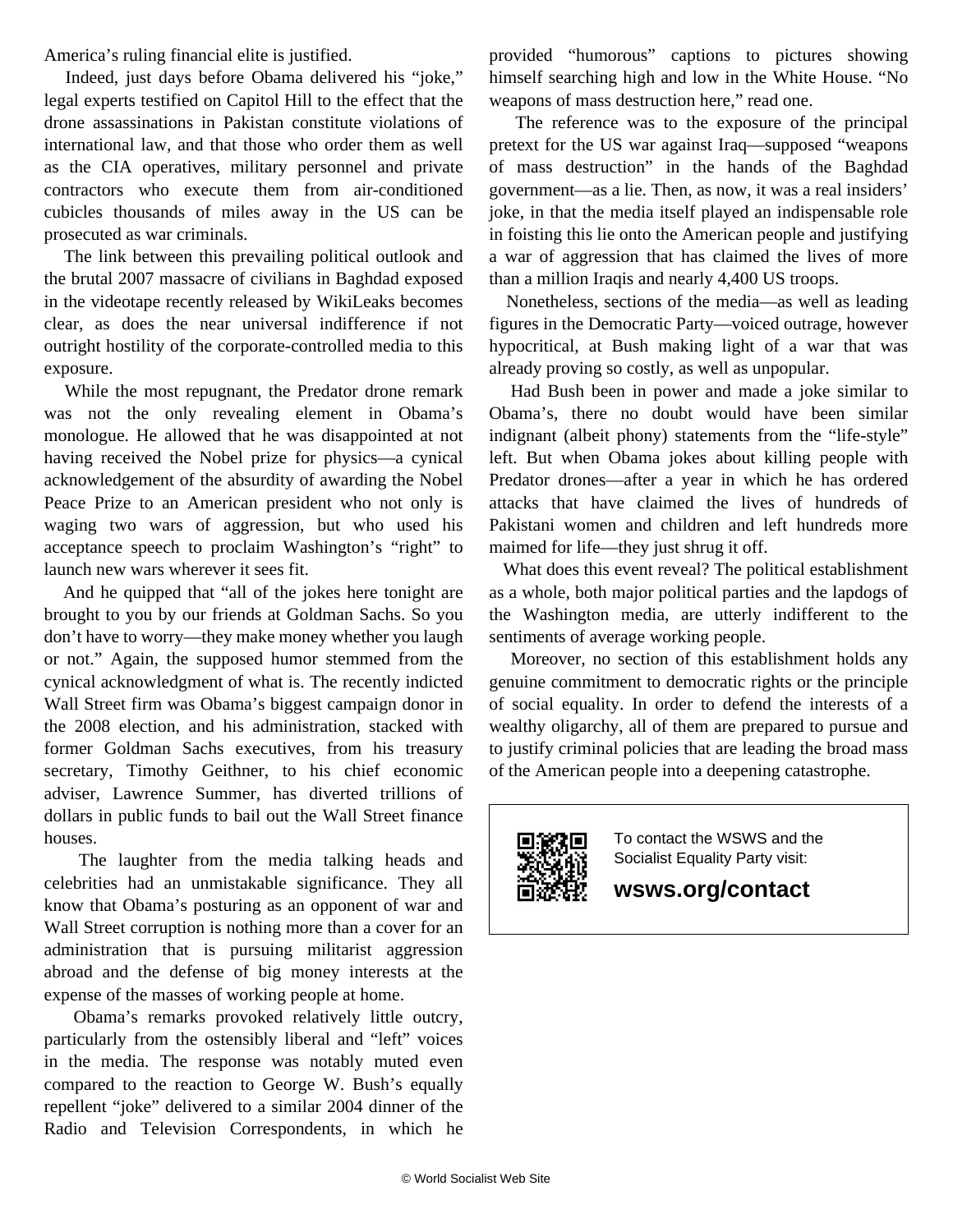America's ruling financial elite is justified.

Indeed, just days before Obama delivered his "joke," legal experts testified on Capitol Hill to the effect that the drone assassinations in Pakistan constitute violations of international law, and that those who order them as well as the CIA operatives, military personnel and private contractors who execute them from air-conditioned cubicles thousands of miles away in the US can be prosecuted as war criminals.

The link between this prevailing political outlook and the brutal 2007 massacre of civilians in Baghdad exposed in the videotape recently released by WikiLeaks becomes clear, as does the near universal indifference if not outright hostility of the corporate-controlled media to this exposure.

While the most repugnant, the Predator drone remark was not the only revealing element in Obama's monologue. He allowed that he was disappointed at not having received the Nobel prize for physics—a cynical acknowledgement of the absurdity of awarding the Nobel Peace Prize to an American president who not only is waging two wars of aggression, but who used his acceptance speech to proclaim Washington's "right" to launch new wars wherever it sees fit.

And he quipped that "all of the jokes here tonight are brought to you by our friends at Goldman Sachs. So you don't have to worry—they make money whether you laugh or not." Again, the supposed humor stemmed from the cynical acknowledgment of what is. The recently indicted Wall Street firm was Obama's biggest campaign donor in the 2008 election, and his administration, stacked with former Goldman Sachs executives, from his treasury secretary, Timothy Geithner, to his chief economic adviser, Lawrence Summer, has diverted trillions of dollars in public funds to bail out the Wall Street finance houses.

The laughter from the media talking heads and celebrities had an unmistakable significance. They all know that Obama's posturing as an opponent of war and Wall Street corruption is nothing more than a cover for an administration that is pursuing militarist aggression abroad and the defense of big money interests at the expense of the masses of working people at home.

Obama's remarks provoked relatively little outcry, particularly from the ostensibly liberal and "left" voices in the media. The response was notably muted even compared to the reaction to George W. Bush's equally repellent "joke" delivered to a similar 2004 dinner of the Radio and Television Correspondents, in which he provided "humorous" captions to pictures showing himself searching high and low in the White House. "No weapons of mass destruction here," read one.

The reference was to the exposure of the principal pretext for the US war against Iraq—supposed "weapons of mass destruction" in the hands of the Baghdad government—as a lie. Then, as now, it was a real insiders' joke, in that the media itself played an indispensable role in foisting this lie onto the American people and justifying a war of aggression that has claimed the lives of more than a million Iraqis and nearly 4,400 US troops.

Nonetheless, sections of the media—as well as leading figures in the Democratic Party—voiced outrage, however hypocritical, at Bush making light of a war that was already proving so costly, as well as unpopular.

Had Bush been in power and made a joke similar to Obama's, there no doubt would have been similar indignant (albeit phony) statements from the "life-style" left. But when Obama jokes about killing people with Predator drones—after a year in which he has ordered attacks that have claimed the lives of hundreds of Pakistani women and children and left hundreds more maimed for life—they just shrug it off.

What does this event reveal? The political establishment as a whole, both major political parties and the lapdogs of the Washington media, are utterly indifferent to the sentiments of average working people.

Moreover, no section of this establishment holds any genuine commitment to democratic rights or the principle of social equality. In order to defend the interests of a wealthy oligarchy, all of them are prepared to pursue and to justify criminal policies that are leading the broad mass of the American people into a deepening catastrophe.

To contact the WSWS and the Socialist Equality Party visit:

**wsws.org/contact**